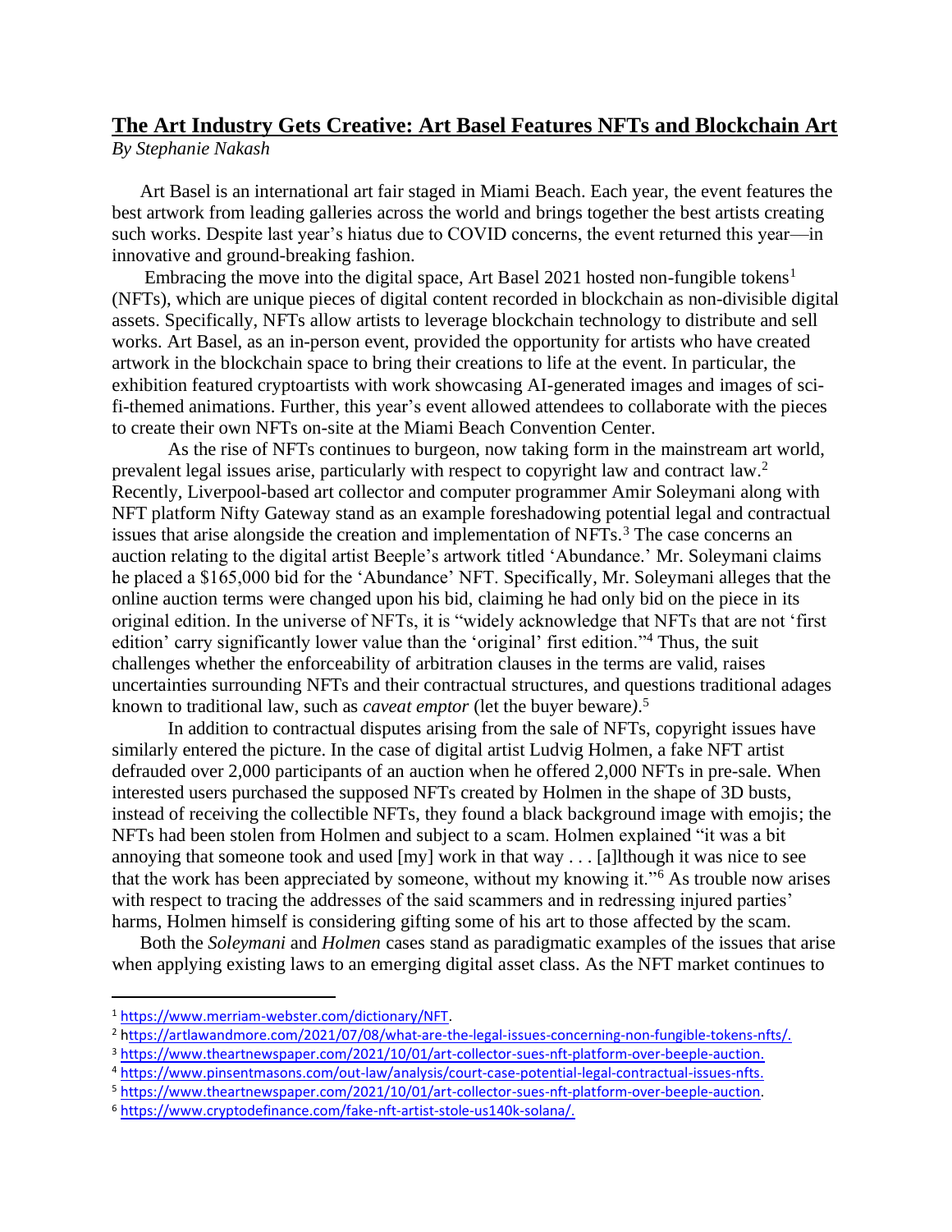# The Art Industry Gets Creative: Art Basel Features NFTs and Blockchain Art

*By Stephanie Nakash*

Art Basel is an international art fair staged in Miami Beach. Each year, the event features the best artwork from leading galleries across the world and brings together the best artists creating such works. Despite last year's hiatus due to COVID concerns, the event returned this year—in innovative and ground-breaking fashion.

Embracing the move into the digital space, Art Basel 2021 hosted non-fungible tokens[1] (NFTs), which are unique pieces of digital content recorded in blockchain as non-divisible digital assets. Specifically, NFTs allow artists to leverage blockchain technology to distribute and sell works. Art Basel, as an in-person event, provided the opportunity for artists who have created artwork in the blockchain space to bring their creations to life at the event. In particular, the exhibition featured cryptoartists with work showcasing AI-generated images and images of sci-fi-themed animations. Further, this year's event allowed attendees to collaborate with the pieces to create their own NFTs on-site at the Miami Beach Convention Center.

As the rise of NFTs continues to burgeon, now taking form in the mainstream art world, prevalent legal issues arise, particularly with respect to copyright law and contract law.[2] Recently, Liverpool-based art collector and computer programmer Amir Soleymani along with NFT platform Nifty Gateway stand as an example foreshadowing potential legal and contractual issues that arise alongside the creation and implementation of NFTs.[3] The case concerns an auction relating to the digital artist Beeple's artwork titled 'Abundance.' Mr. Soleymani claims he placed a $165,000 bid for the 'Abundance' NFT. Specifically, Mr. Soleymani alleges that the online auction terms were changed upon his bid, claiming he had only bid on the piece in its original edition. In the universe of NFTs, it is "widely acknowledge that NFTs that are not 'first edition' carry significantly lower value than the 'original' first edition."[4] Thus, the suit challenges whether the enforceability of arbitration clauses in the terms are valid, raises uncertainties surrounding NFTs and their contractual structures, and questions traditional adages known to traditional law, such as *caveat emptor* (let the buyer beware).[5]

In addition to contractual disputes arising from the sale of NFTs, copyright issues have similarly entered the picture. In the case of digital artist Ludvig Holmen, a fake NFT artist defrauded over 2,000 participants of an auction when he offered 2,000 NFTs in pre-sale. When interested users purchased the supposed NFTs created by Holmen in the shape of 3D busts, instead of receiving the collectible NFTs, they found a black background image with emojis; the NFTs had been stolen from Holmen and subject to a scam. Holmen explained "it was a bit annoying that someone took and used [my] work in that way . . . [a]lthough it was nice to see that the work has been appreciated by someone, without my knowing it."[6] As trouble now arises with respect to tracing the addresses of the said scammers and in redressing injured parties' harms, Holmen himself is considering gifting some of his art to those affected by the scam.

Both the *Soleymani* and *Holmen* cases stand as paradigmatic examples of the issues that arise when applying existing laws to an emerging digital asset class. As the NFT market continues to

---

[1] https://www.merriam-webster.com/dictionary/NFT.

[2] https://artlawandmore.com/2021/07/08/what-are-the-legal-issues-concerning-non-fungible-tokens-nfts/.

[3] https://www.theartnewspaper.com/2021/10/01/art-collector-sues-nft-platform-over-beeple-auction.

[4] https://www.pinsentmasons.com/out-law/analysis/court-case-potential-legal-contractual-issues-nfts.

[5] https://www.theartnewspaper.com/2021/10/01/art-collector-sues-nft-platform-over-beeple-auction.

[6] https://www.cryptodefinance.com/fake-nft-artist-stole-us140k-solana/.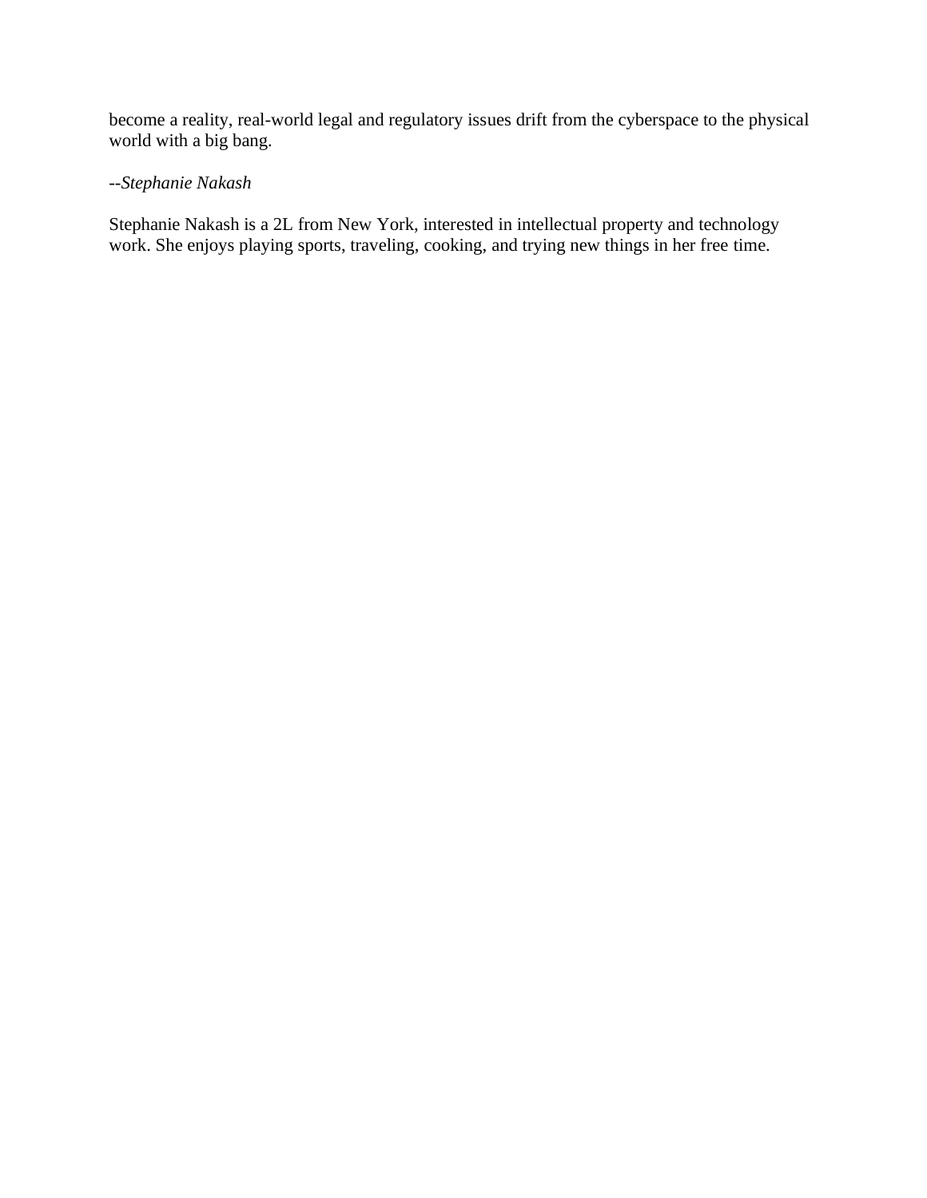become a reality, real-world legal and regulatory issues drift from the cyberspace to the physical world with a big bang.

--*Stephanie Nakash*

Stephanie Nakash is a 2L from New York, interested in intellectual property and technology work. She enjoys playing sports, traveling, cooking, and trying new things in her free time.